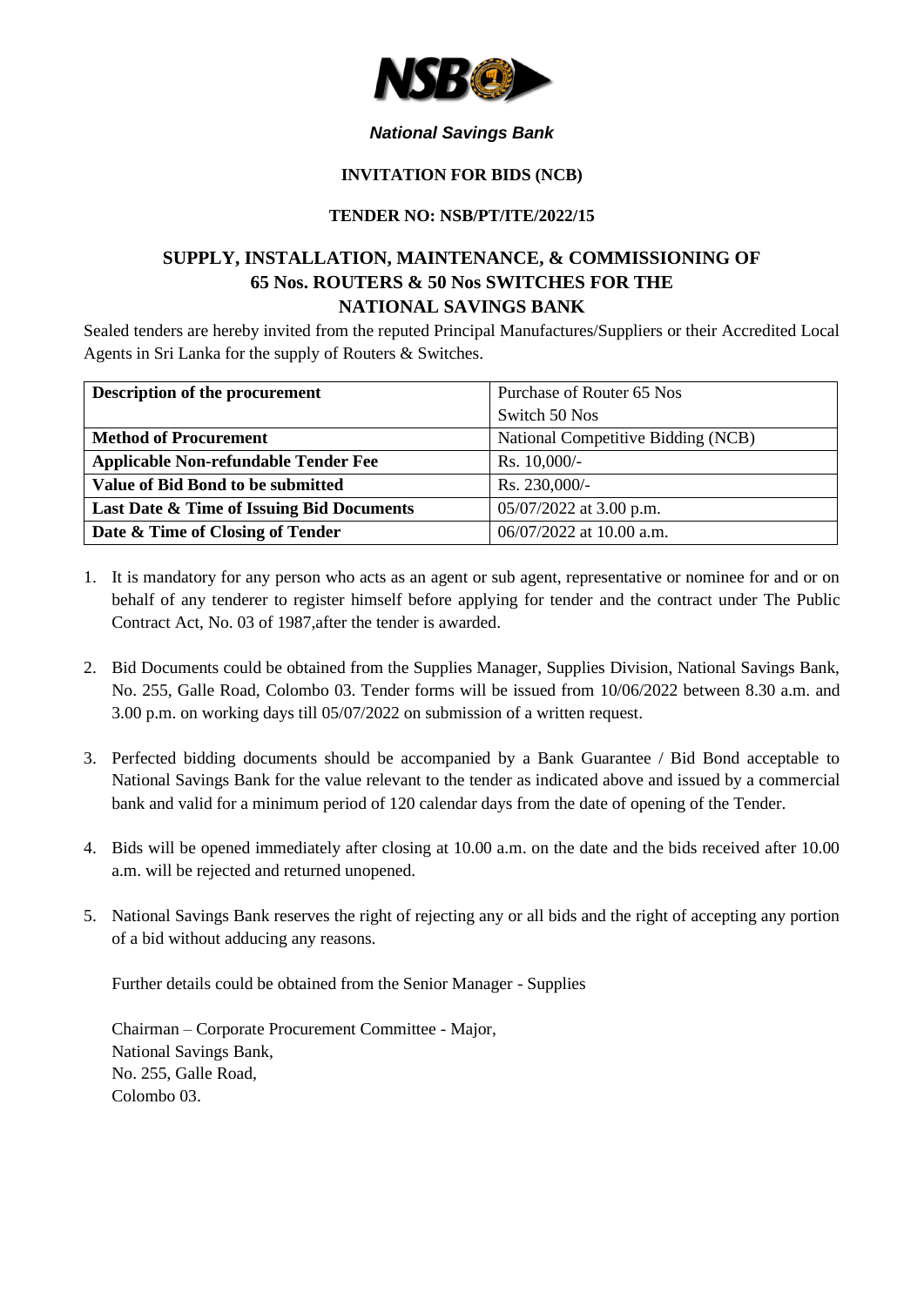***National Savings Bank***

**INVITATION FOR BIDS (NCB)**

**TENDER NO: NSB/PT/ITE/2022/15**

## SUPPLY, INSTALLATION, MAINTENANCE, & COMMISSIONING OF 65 Nos. ROUTERS & 50 Nos SWITCHES FOR THE NATIONAL SAVINGS BANK

Sealed tenders are hereby invited from the reputed Principal Manufactures/Suppliers or their Accredited Local Agents in Sri Lanka for the supply of Routers & Switches.

| **Description of the procurement** | Purchase of Router 65 Nos<br>Switch 50 Nos |
|---|---|
| **Method of Procurement** | National Competitive Bidding (NCB) |
| **Applicable Non-refundable Tender Fee** | Rs. 10,000/- |
| **Value of Bid Bond to be submitted** | Rs. 230,000/- |
| **Last Date & Time of Issuing Bid Documents** | 05/07/2022 at 3.00 p.m. |
| **Date & Time of Closing of Tender** | 06/07/2022 at 10.00 a.m. |

1. It is mandatory for any person who acts as an agent or sub agent, representative or nominee for and or on behalf of any tenderer to register himself before applying for tender and the contract under The Public Contract Act, No. 03 of 1987,after the tender is awarded.

2. Bid Documents could be obtained from the Supplies Manager, Supplies Division, National Savings Bank, No. 255, Galle Road, Colombo 03. Tender forms will be issued from 10/06/2022 between 8.30 a.m. and 3.00 p.m. on working days till 05/07/2022 on submission of a written request.

3. Perfected bidding documents should be accompanied by a Bank Guarantee / Bid Bond acceptable to National Savings Bank for the value relevant to the tender as indicated above and issued by a commercial bank and valid for a minimum period of 120 calendar days from the date of opening of the Tender.

4. Bids will be opened immediately after closing at 10.00 a.m. on the date and the bids received after 10.00 a.m. will be rejected and returned unopened.

5. National Savings Bank reserves the right of rejecting any or all bids and the right of accepting any portion of a bid without adducing any reasons.

Further details could be obtained from the Senior Manager - Supplies

Chairman – Corporate Procurement Committee - Major,
National Savings Bank,
No. 255, Galle Road,
Colombo 03.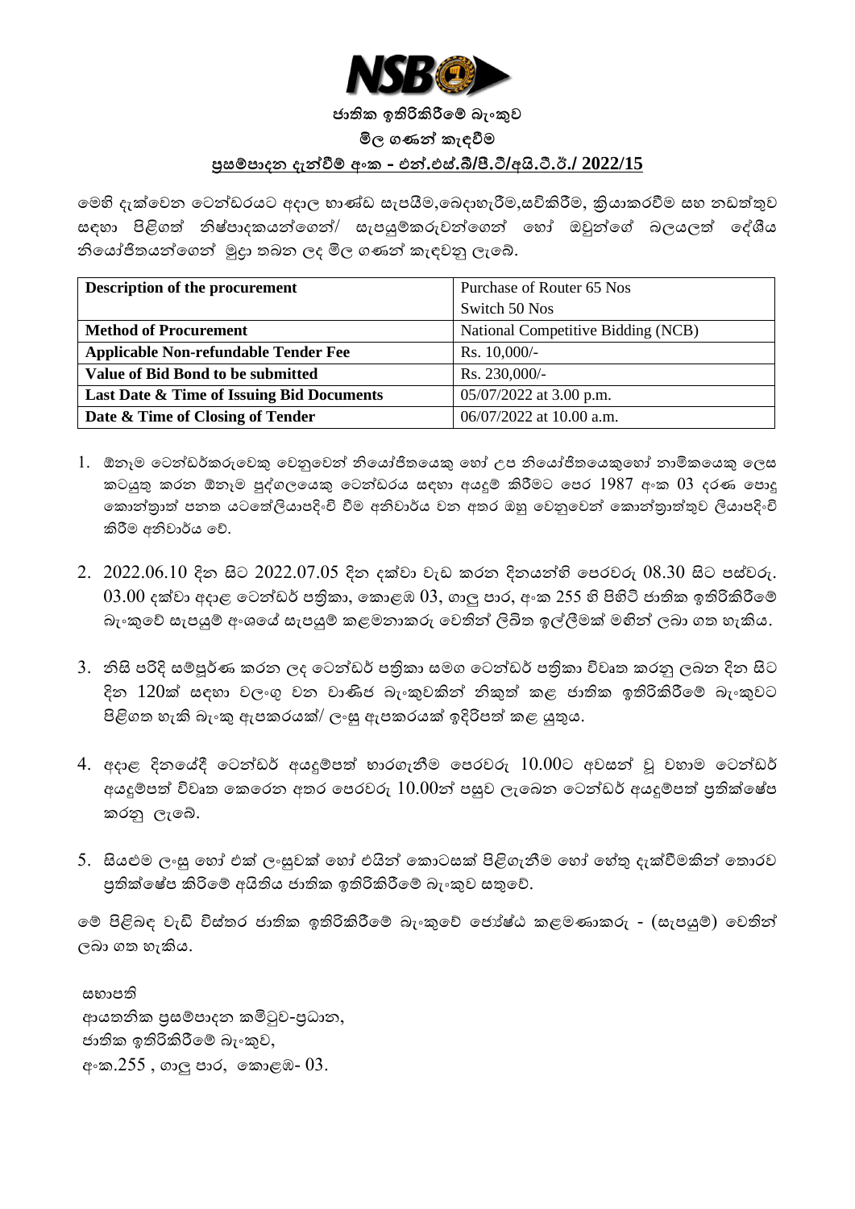NSB

**ජාතික ඉතිරිකිරීමේ බැංකුව**

**මිල ගණන් කැඳවීම**

**ප්‍රසම්පාදන දැන්වීම් අංක - එන්.එස්.බී/පී.ටී/අයි.ටී.ඊ./ 2022/15**

මෙහි දැක්වෙන ටෙන්ඩරයට අදාල භාණ්ඩ සැපයීම,බෙදාහැරීම,සවිකිරීම, ක්‍රියාකරවීම සහ නඩත්තුව සඳහා පිළිගත් නිෂ්පාදකයන්ගෙන්/ සැපයුම්කරුවන්ගෙන් හෝ ඔවුන්ගේ බලයලත් දේශීය නියෝජිතයන්ගෙන් මුද්‍රා තබන ලද මිල ගණන් කැඳවනු ලැබේ.

| | |
|---|---|
| **Description of the procurement** | Purchase of Router 65 Nos<br>Switch 50 Nos |
| **Method of Procurement** | National Competitive Bidding (NCB) |
| **Applicable Non-refundable Tender Fee** | Rs. 10,000/- |
| **Value of Bid Bond to be submitted** | Rs. 230,000/- |
| **Last Date & Time of Issuing Bid Documents** | 05/07/2022 at 3.00 p.m. |
| **Date & Time of Closing of Tender** | 06/07/2022 at 10.00 a.m. |

1. ඕනෑම ටෙන්ඩර්කරුවෙකු වෙනුවෙන් නියෝජිතයෙකු හෝ උප නියෝජිතයෙකුහෝ නාමිකයෙකු ලෙස කටයුතු කරන ඕනෑම පුද්ගලයෙකු ටෙන්ඩරය සඳහා අයදුම් කිරීමට පෙර 1987 අංක 03 දරණ පොදු කොන්ත්‍රාත් පනත යටතේලියාපදිංචි වීම අනිවාර්ය වන අතර ඔහු වෙනුවෙන් කොන්ත්‍රාත්තුව ලියාපදිංචි කිරීම අනිවාර්ය වේ.

2. 2022.06.10 දින සිට 2022.07.05 දින දක්වා වැඩ කරන දිනයන්හි පෙරවරු 08.30 සිට පස්වරු. 03.00 දක්වා අදාළ ටෙන්ඩර් පත්‍රිකා, කොළඹ 03, ගාලු පාර, අංක 255 හි පිහිටි ජාතික ඉතිරිකිරීමේ බැංකුවේ සැපයුම් අංශයේ සැපයුම් කළමනාකරු වෙතින් ලිඛිත ඉල්ලීමක් මඟින් ලබා ගත හැකිය.

3. නිසි පරිදි සම්පූර්ණ කරන ලද ටෙන්ඩර් පත්‍රිකා සමග ටෙන්ඩර් පත්‍රිකා විවෘත කරනු ලබන දින සිට දින 120ක් සඳහා වලංගු වන වාණිජ බැංකුවකින් නිකුත් කළ ජාතික ඉතිරිකිරීමේ බැංකුවට පිළිගත හැකි බැංකු ඇපකරයක්/ ලංසු ඇපකරයක් ඉදිරිපත් කළ යුතුය.

4. අදාළ දිනයේදී ටෙන්ඩර් අයදුම්පත් භාරගැනීම පෙරවරු 10.00ට අවසන් වූ වහාම ටෙන්ඩර් අයදුම්පත් විවෘත කෙරෙන අතර පෙරවරු 10.00න් පසුව ලැබෙන ටෙන්ඩර් අයදුම්පත් ප්‍රතික්ෂේප කරනු ලැබේ.

5. සියළුම ලංසු හෝ එක් ලංසුවක් හෝ එයින් කොටසක් පිළිගැනීම හෝ හේතු දැක්වීමකින් තොරව ප්‍රතික්ෂේප කිරීමේ අයිතිය ජාතික ඉතිරිකිරීමේ බැංකුව සතුවේ.

මේ පිළිබඳ වැඩි විස්තර ජාතික ඉතිරිකිරීමේ බැංකුවේ ජ්‍යෙෂ්ඨ කළමණාකරු - (සැපයුම්) වෙතින් ලබා ගත හැකිය.

සභාපති  
ආයතනික ප්‍රසම්පාදන කමිටුව-ප්‍රධාන,  
ජාතික ඉතිරිකිරීමේ බැංකුව,  
අංක.255 , ගාලු පාර, කොළඹ- 03.